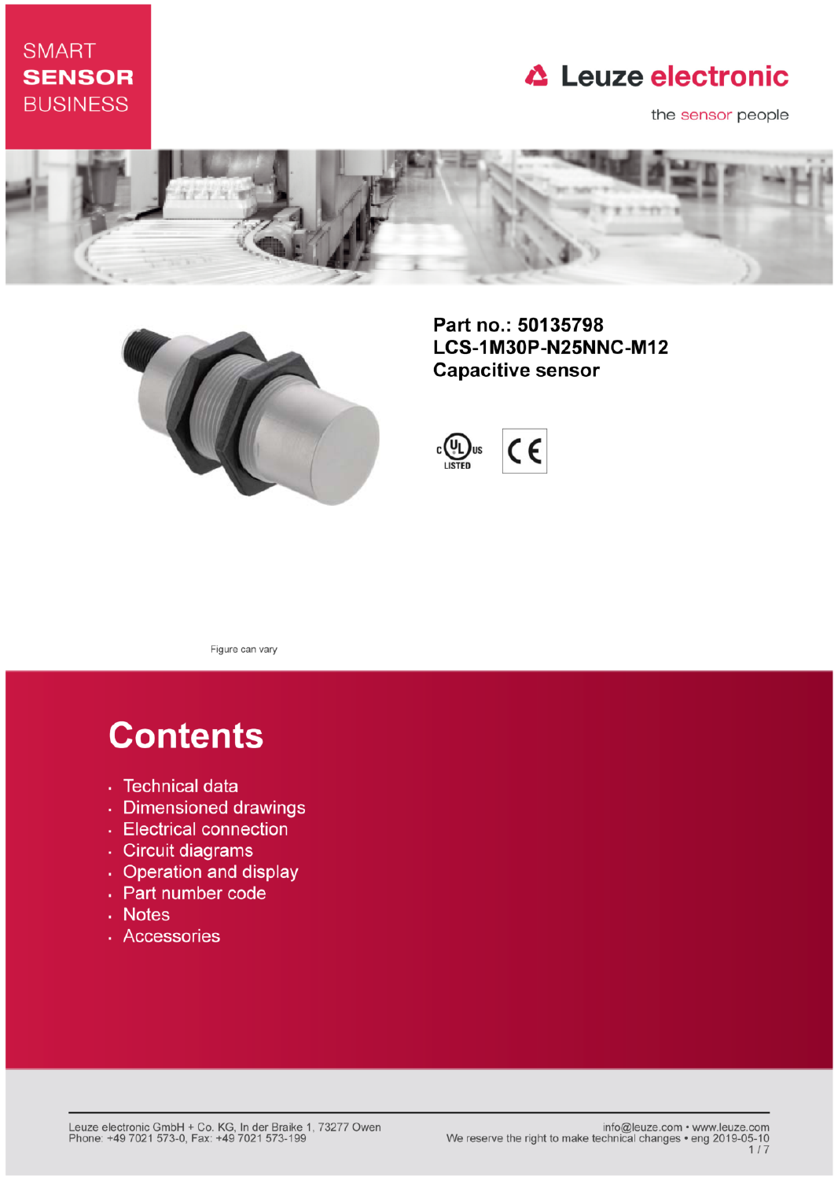SMART
**SENSOR**
BUSINESS

Leuze electronic

the sensor people

**Part no.: 50135798**
**LCS-1M30P-N25NNC-M12**
**Capacitive sensor**

c UL us LISTED

CE

Figure can vary

# Contents

- Technical data
- Dimensioned drawings
- Electrical connection
- Circuit diagrams
- Operation and display
- Part number code
- Notes
- Accessories

Leuze electronic GmbH + Co. KG, In der Braike 1, 73277 Owen
Phone: +49 7021 573-0, Fax: +49 7021 573-199

info@leuze.com • www.leuze.com
We reserve the right to make technical changes • eng 2019-05-10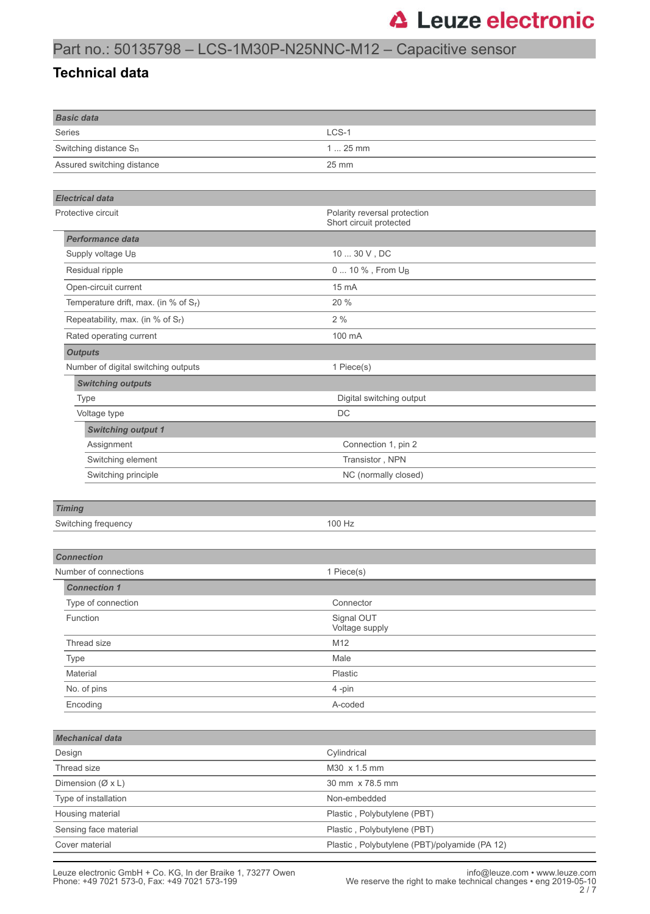Part no.: 50135798 – LCS-1M30P-N25NNC-M12 – Capacitive sensor

## Technical data

| Basic data | |
|---|---|
| Series | LCS-1 |
| Switching distance $S_n$ | 1 ... 25 mm |
| Assured switching distance | 25 mm |

| Electrical data | |
|---|---|
| Protective circuit | Polarity reversal protection<br>Short circuit protected |
| ***Performance data*** | |
| Supply voltage $U_B$ | 10 ... 30 V , DC |
| Residual ripple | 0 ... 10 % , From $U_B$ |
| Open-circuit current | 15 mA |
| Temperature drift, max. (in % of $S_r$) | 20 % |
| Repeatability, max. (in % of $S_r$) | 2 % |
| Rated operating current | 100 mA |
| ***Outputs*** | |
| Number of digital switching outputs | 1 Piece(s) |
| ***Switching outputs*** | |
| Type | Digital switching output |
| Voltage type | DC |
| ***Switching output 1*** | |
| Assignment | Connection 1, pin 2 |
| Switching element | Transistor , NPN |
| Switching principle | NC (normally closed) |

| Timing | |
|---|---|
| Switching frequency | 100 Hz |

| Connection | |
|---|---|
| Number of connections | 1 Piece(s) |
| ***Connection 1*** | |
| Type of connection | Connector |
| Function | Signal OUT<br>Voltage supply |
| Thread size | M12 |
| Type | Male |
| Material | Plastic |
| No. of pins | 4 -pin |
| Encoding | A-coded |

| Mechanical data | |
|---|---|
| Design | Cylindrical |
| Thread size | M30 x 1.5 mm |
| Dimension (Ø x L) | 30 mm x 78.5 mm |
| Type of installation | Non-embedded |
| Housing material | Plastic , Polybutylene (PBT) |
| Sensing face material | Plastic , Polybutylene (PBT) |
| Cover material | Plastic , Polybutylene (PBT)/polyamide (PA 12) |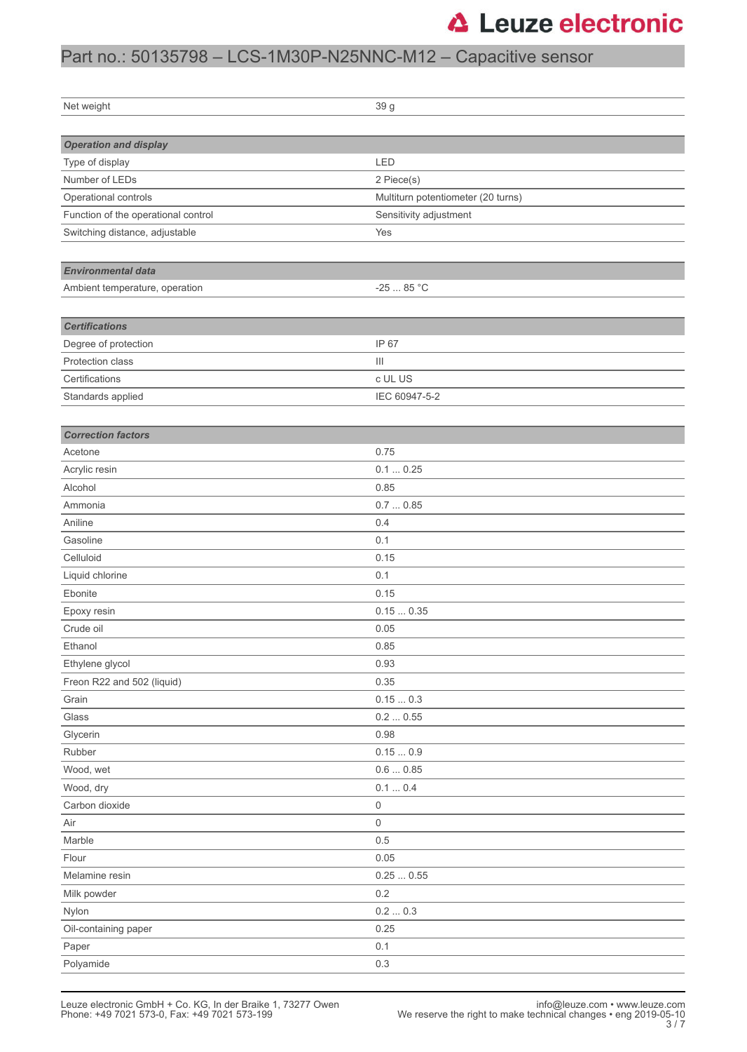# Part no.: 50135798 – LCS-1M30P-N25NNC-M12 – Capacitive sensor

| | |
|---|---|
| Net weight | 39 g |

| ***Operation and display*** | |
|---|---|
| Type of display | LED |
| Number of LEDs | 2 Piece(s) |
| Operational controls | Multiturn potentiometer (20 turns) |
| Function of the operational control | Sensitivity adjustment |
| Switching distance, adjustable | Yes |

| ***Environmental data*** | |
|---|---|
| Ambient temperature, operation | -25 ... 85 °C |

| ***Certifications*** | |
|---|---|
| Degree of protection | IP 67 |
| Protection class | III |
| Certifications | c UL US |
| Standards applied | IEC 60947-5-2 |

| ***Correction factors*** | |
|---|---|
| Acetone | 0.75 |
| Acrylic resin | 0.1 ... 0.25 |
| Alcohol | 0.85 |
| Ammonia | 0.7 ... 0.85 |
| Aniline | 0.4 |
| Gasoline | 0.1 |
| Celluloid | 0.15 |
| Liquid chlorine | 0.1 |
| Ebonite | 0.15 |
| Epoxy resin | 0.15 ... 0.35 |
| Crude oil | 0.05 |
| Ethanol | 0.85 |
| Ethylene glycol | 0.93 |
| Freon R22 and 502 (liquid) | 0.35 |
| Grain | 0.15 ... 0.3 |
| Glass | 0.2 ... 0.55 |
| Glycerin | 0.98 |
| Rubber | 0.15 ... 0.9 |
| Wood, wet | 0.6 ... 0.85 |
| Wood, dry | 0.1 ... 0.4 |
| Carbon dioxide | 0 |
| Air | 0 |
| Marble | 0.5 |
| Flour | 0.05 |
| Melamine resin | 0.25 ... 0.55 |
| Milk powder | 0.2 |
| Nylon | 0.2 ... 0.3 |
| Oil-containing paper | 0.25 |
| Paper | 0.1 |
| Polyamide | 0.3 |

Leuze electronic GmbH + Co. KG, In der Braike 1, 73277 Owen
Phone: +49 7021 573-0, Fax: +49 7021 573-199

info@leuze.com • www.leuze.com
We reserve the right to make technical changes • eng 2019-05-10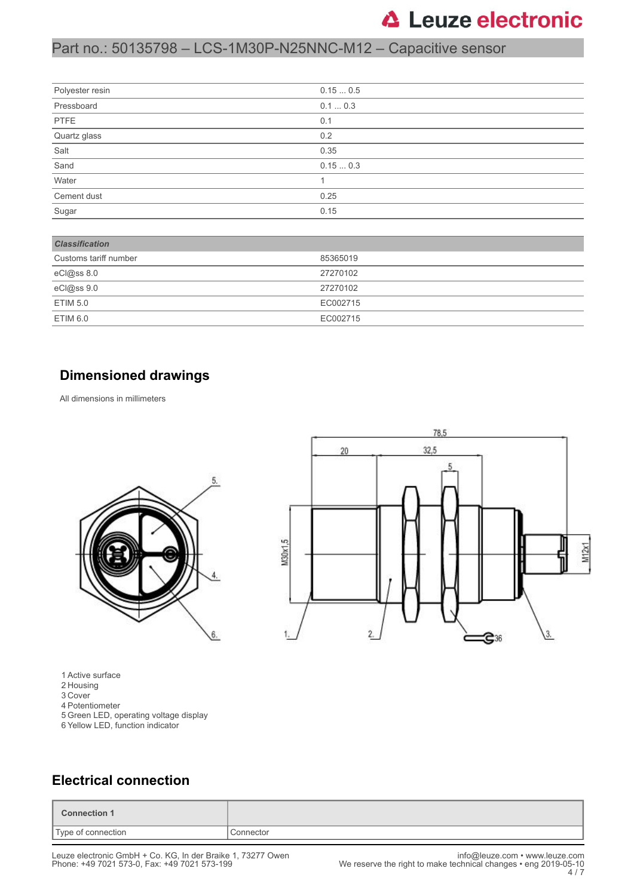| Polyester resin | 0.15 ... 0.5 |
|---|---|
| Pressboard | 0.1 ... 0.3 |
| PTFE | 0.1 |
| Quartz glass | 0.2 |
| Salt | 0.35 |
| Sand | 0.15 ... 0.3 |
| Water | 1 |
| Cement dust | 0.25 |
| Sugar | 0.15 |

| ***Classification*** | |
|---|---|
| Customs tariff number | 85365019 |
| eCl@ss 8.0 | 27270102 |
| eCl@ss 9.0 | 27270102 |
| ETIM 5.0 | EC002715 |
| ETIM 6.0 | EC002715 |

## Dimensioned drawings

All dimensions in millimeters

1 Active surface
2 Housing
3 Cover
4 Potentiometer
5 Green LED, operating voltage display
6 Yellow LED, function indicator

## Electrical connection

| **Connection 1** | |
|---|---|
| Type of connection | Connector |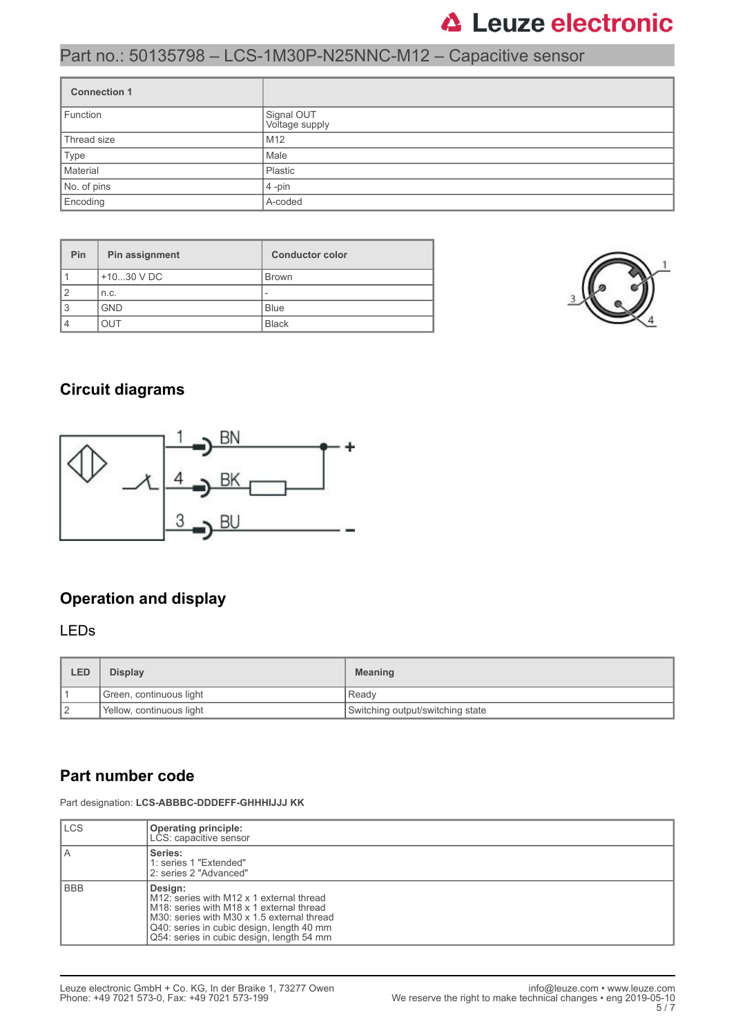Part no.: 50135798 – LCS-1M30P-N25NNC-M12 – Capacitive sensor

| Connection 1 | |
|---|---|
| Function | Signal OUT<br>Voltage supply |
| Thread size | M12 |
| Type | Male |
| Material | Plastic |
| No. of pins | 4 -pin |
| Encoding | A-coded |

| Pin | Pin assignment | Conductor color |
|---|---|---|
| 1 | +10...30 V DC | Brown |
| 2 | n.c. | - |
| 3 | GND | Blue |
| 4 | OUT | Black |

## Circuit diagrams

## Operation and display

### LEDs

| LED | Display | Meaning |
|---|---|---|
| 1 | Green, continuous light | Ready |
| 2 | Yellow, continuous light | Switching output/switching state |

## Part number code

Part designation: **LCS-ABBBC-DDDEFF-GHHHIJJJ KK**

| | |
|---|---|
| LCS | **Operating principle:**<br>LCS: capacitive sensor |
| A | **Series:**<br>1: series 1 "Extended"<br>2: series 2 "Advanced" |
| BBB | **Design:**<br>M12: series with M12 x 1 external thread<br>M18: series with M18 x 1 external thread<br>M30: series with M30 x 1.5 external thread<br>Q40: series in cubic design, length 40 mm<br>Q54: series in cubic design, length 54 mm |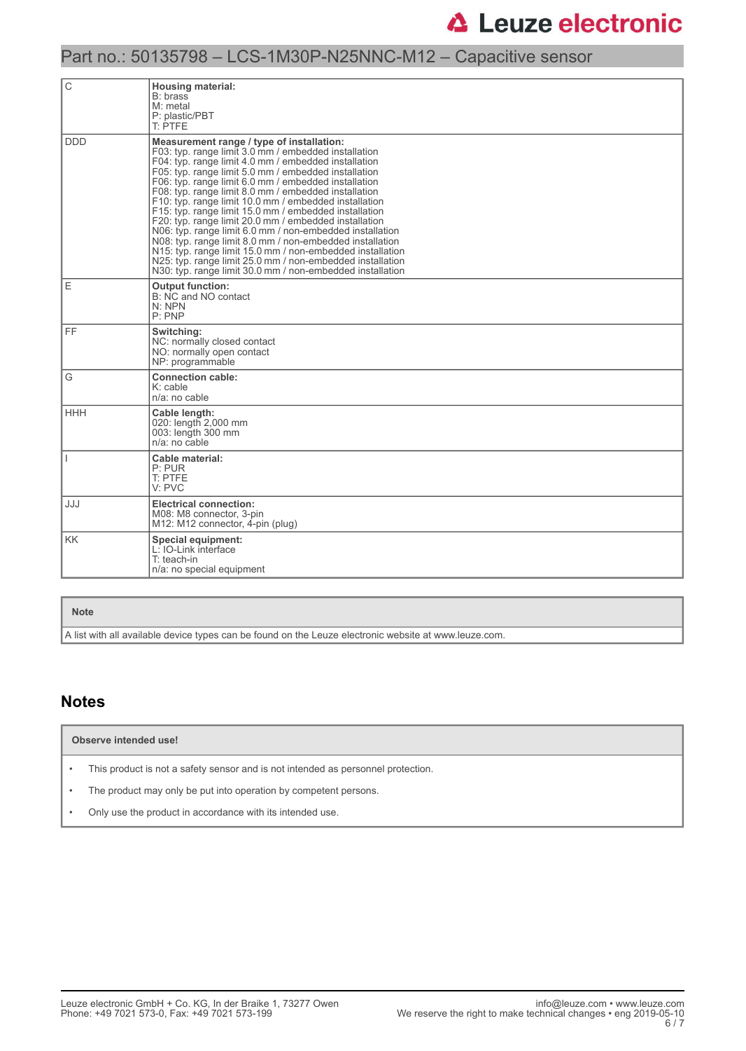| | |
|---|---|
| C | **Housing material:**<br>B: brass<br>M: metal<br>P: plastic/PBT<br>T: PTFE |
| DDD | **Measurement range / type of installation:**<br>F03: typ. range limit 3.0 mm / embedded installation<br>F04: typ. range limit 4.0 mm / embedded installation<br>F05: typ. range limit 5.0 mm / embedded installation<br>F06: typ. range limit 6.0 mm / embedded installation<br>F08: typ. range limit 8.0 mm / embedded installation<br>F10: typ. range limit 10.0 mm / embedded installation<br>F15: typ. range limit 15.0 mm / embedded installation<br>F20: typ. range limit 20.0 mm / embedded installation<br>N06: typ. range limit 6.0 mm / non-embedded installation<br>N08: typ. range limit 8.0 mm / non-embedded installation<br>N15: typ. range limit 15.0 mm / non-embedded installation<br>N25: typ. range limit 25.0 mm / non-embedded installation<br>N30: typ. range limit 30.0 mm / non-embedded installation |
| E | **Output function:**<br>B: NC and NO contact<br>N: NPN<br>P: PNP |
| FF | **Switching:**<br>NC: normally closed contact<br>NO: normally open contact<br>NP: programmable |
| G | **Connection cable:**<br>K: cable<br>n/a: no cable |
| HHH | **Cable length:**<br>020: length 2,000 mm<br>003: length 300 mm<br>n/a: no cable |
| I | **Cable material:**<br>P: PUR<br>T: PTFE<br>V: PVC |
| JJJ | **Electrical connection:**<br>M08: M8 connector, 3-pin<br>M12: M12 connector, 4-pin (plug) |
| KK | **Special equipment:**<br>L: IO-Link interface<br>T: teach-in<br>n/a: no special equipment |

| Note |
|---|
| A list with all available device types can be found on the Leuze electronic website at www.leuze.com. |

## Notes

| Observe intended use! |
|---|
| • This product is not a safety sensor and is not intended as personnel protection.<br>• The product may only be put into operation by competent persons.<br>• Only use the product in accordance with its intended use. |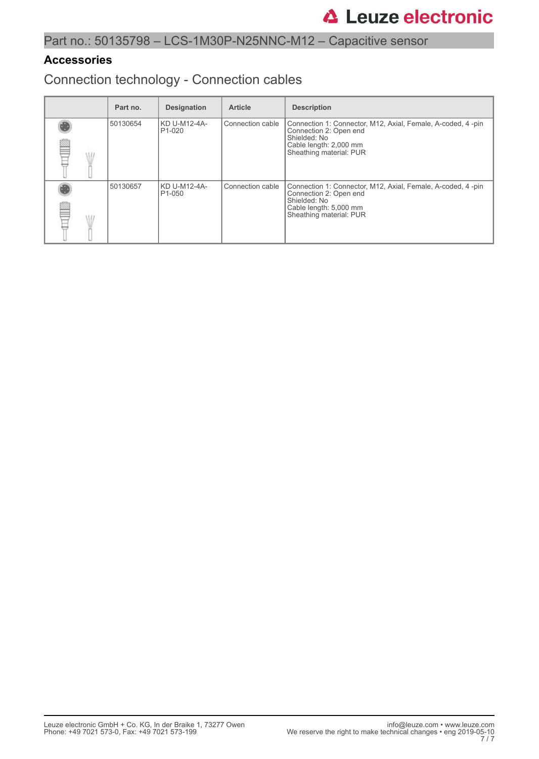Part no.: 50135798 – LCS-1M30P-N25NNC-M12 – Capacitive sensor

## Accessories

### Connection technology - Connection cables

| | Part no. | Designation | Article | Description |
|---|---|---|---|---|
| | 50130654 | KD U-M12-4A-P1-020 | Connection cable | Connection 1: Connector, M12, Axial, Female, A-coded, 4 -pin<br>Connection 2: Open end<br>Shielded: No<br>Cable length: 2,000 mm<br>Sheathing material: PUR |
| | 50130657 | KD U-M12-4A-P1-050 | Connection cable | Connection 1: Connector, M12, Axial, Female, A-coded, 4 -pin<br>Connection 2: Open end<br>Shielded: No<br>Cable length: 5,000 mm<br>Sheathing material: PUR |